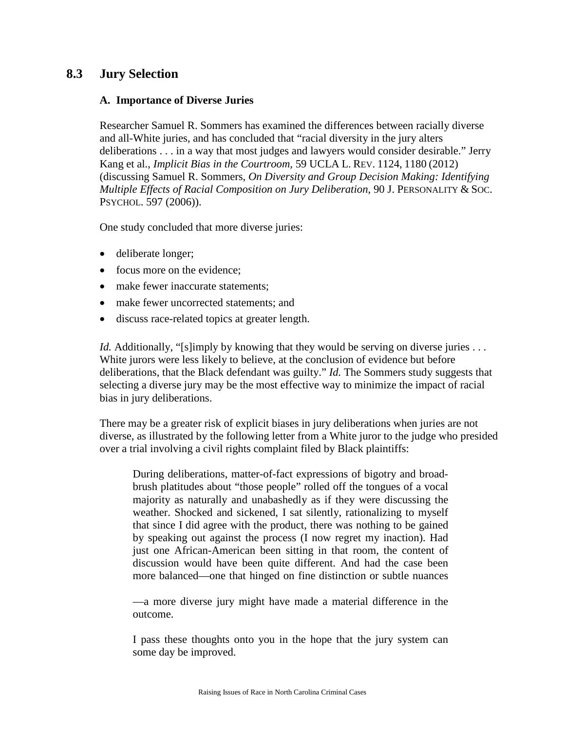## 8.3 Jury Selection

### A. Importance of Diverse Juries

Researcher Samuel R. Sommers has examined the differences between racially diverse and all-White juries, and has concluded that "racial diversity in the jury alters deliberations . . . in a way that most judges and lawyers would consider desirable." Jerry Kang et al., *Implicit Bias in the Courtroom*, 59 UCLA L. REV. 1124, 1180 (2012) (discussing Samuel R. Sommers, *On Diversity and Group Decision Making: Identifying Multiple Effects of Racial Composition on Jury Deliberation*, 90 J. PERSONALITY & SOC. PSYCHOL. 597 (2006)).

One study concluded that more diverse juries:

- deliberate longer;
- focus more on the evidence;
- make fewer inaccurate statements;
- make fewer uncorrected statements; and
- discuss race-related topics at greater length.

*Id.* Additionally, "[s]imply by knowing that they would be serving on diverse juries . . . White jurors were less likely to believe, at the conclusion of evidence but before deliberations, that the Black defendant was guilty." *Id.* The Sommers study suggests that selecting a diverse jury may be the most effective way to minimize the impact of racial bias in jury deliberations.

There may be a greater risk of explicit biases in jury deliberations when juries are not diverse, as illustrated by the following letter from a White juror to the judge who presided over a trial involving a civil rights complaint filed by Black plaintiffs:

> During deliberations, matter-of-fact expressions of bigotry and broad-brush platitudes about "those people" rolled off the tongues of a vocal majority as naturally and unabashedly as if they were discussing the weather. Shocked and sickened, I sat silently, rationalizing to myself that since I did agree with the product, there was nothing to be gained by speaking out against the process (I now regret my inaction). Had just one African-American been sitting in that room, the content of discussion would have been quite different. And had the case been more balanced—one that hinged on fine distinction or subtle nuances—a more diverse jury might have made a material difference in the outcome.
>
> I pass these thoughts onto you in the hope that the jury system can some day be improved.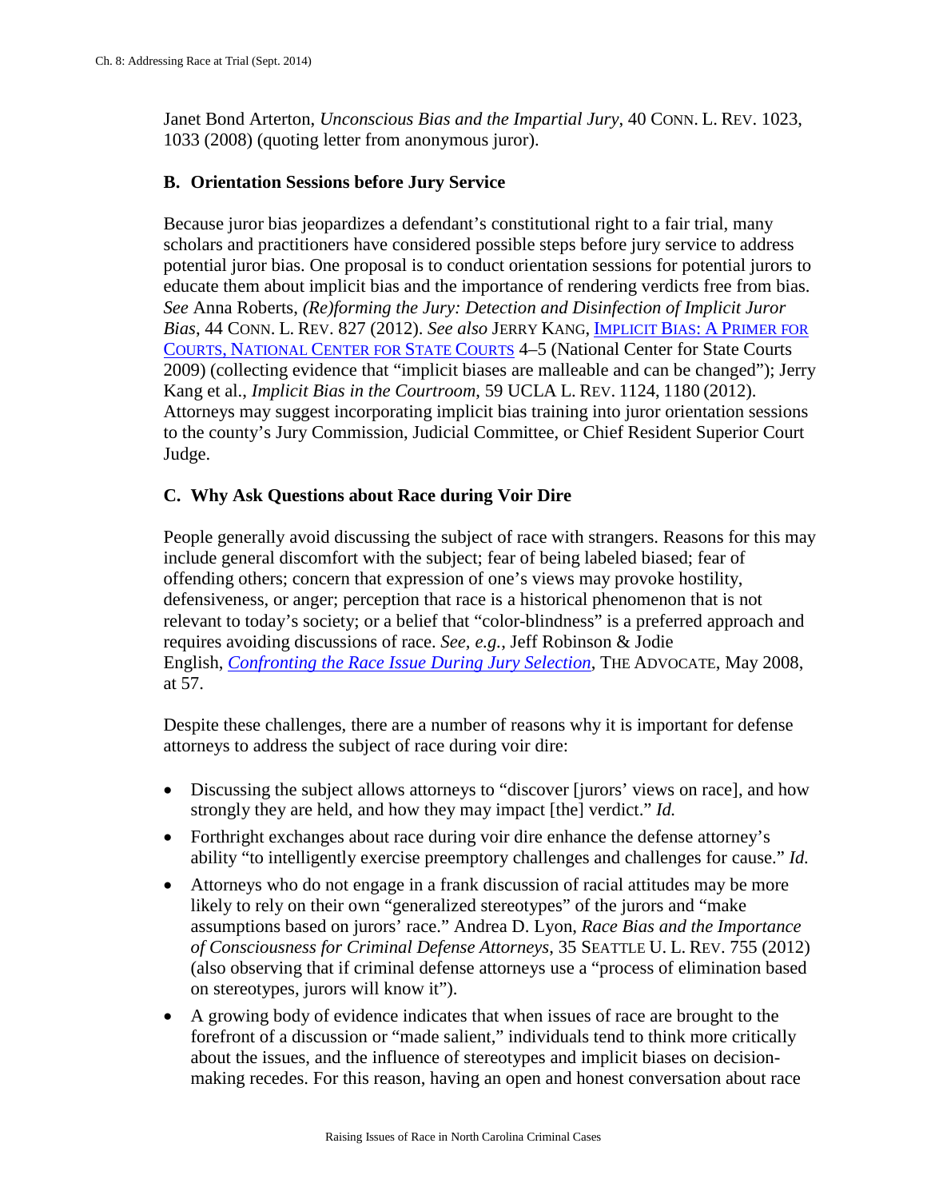Janet Bond Arterton, *Unconscious Bias and the Impartial Jury*, 40 CONN. L. REV. 1023, 1033 (2008) (quoting letter from anonymous juror).

### B. Orientation Sessions before Jury Service

Because juror bias jeopardizes a defendant's constitutional right to a fair trial, many scholars and practitioners have considered possible steps before jury service to address potential juror bias. One proposal is to conduct orientation sessions for potential jurors to educate them about implicit bias and the importance of rendering verdicts free from bias. *See* Anna Roberts, *(Re)forming the Jury: Detection and Disinfection of Implicit Juror Bias*, 44 CONN. L. REV. 827 (2012). *See also* JERRY KANG, IMPLICIT BIAS: A PRIMER FOR COURTS, NATIONAL CENTER FOR STATE COURTS 4–5 (National Center for State Courts 2009) (collecting evidence that "implicit biases are malleable and can be changed"); Jerry Kang et al., *Implicit Bias in the Courtroom*, 59 UCLA L. REV. 1124, 1180 (2012). Attorneys may suggest incorporating implicit bias training into juror orientation sessions to the county's Jury Commission, Judicial Committee, or Chief Resident Superior Court Judge.

### C. Why Ask Questions about Race during Voir Dire

People generally avoid discussing the subject of race with strangers. Reasons for this may include general discomfort with the subject; fear of being labeled biased; fear of offending others; concern that expression of one's views may provoke hostility, defensiveness, or anger; perception that race is a historical phenomenon that is not relevant to today's society; or a belief that "color-blindness" is a preferred approach and requires avoiding discussions of race. *See, e.g.*, Jeff Robinson & Jodie English, *Confronting the Race Issue During Jury Selection*, THE ADVOCATE, May 2008, at 57.

Despite these challenges, there are a number of reasons why it is important for defense attorneys to address the subject of race during voir dire:

- Discussing the subject allows attorneys to "discover [jurors' views on race], and how strongly they are held, and how they may impact [the] verdict." *Id.*
- Forthright exchanges about race during voir dire enhance the defense attorney's ability "to intelligently exercise preemptory challenges and challenges for cause." *Id.*
- Attorneys who do not engage in a frank discussion of racial attitudes may be more likely to rely on their own "generalized stereotypes" of the jurors and "make assumptions based on jurors' race." Andrea D. Lyon, *Race Bias and the Importance of Consciousness for Criminal Defense Attorneys*, 35 SEATTLE U. L. REV. 755 (2012) (also observing that if criminal defense attorneys use a "process of elimination based on stereotypes, jurors will know it").
- A growing body of evidence indicates that when issues of race are brought to the forefront of a discussion or "made salient," individuals tend to think more critically about the issues, and the influence of stereotypes and implicit biases on decision-making recedes. For this reason, having an open and honest conversation about race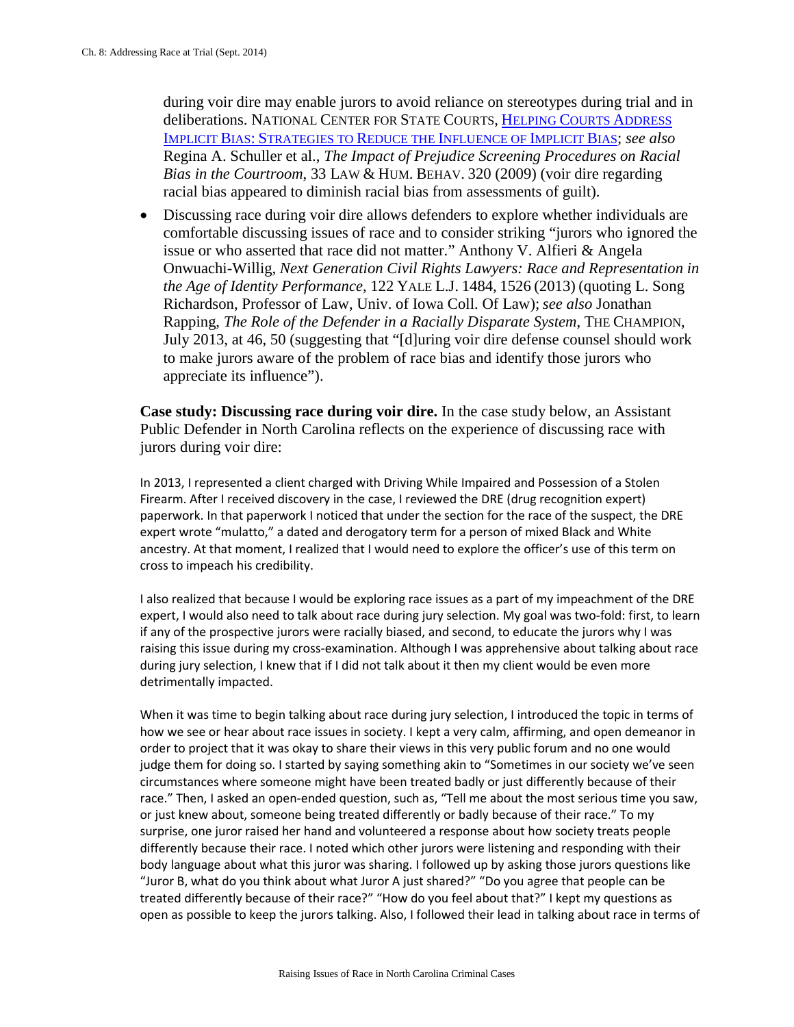during voir dire may enable jurors to avoid reliance on stereotypes during trial and in deliberations. NATIONAL CENTER FOR STATE COURTS, HELPING COURTS ADDRESS IMPLICIT BIAS: STRATEGIES TO REDUCE THE INFLUENCE OF IMPLICIT BIAS; *see also* Regina A. Schuller et al., *The Impact of Prejudice Screening Procedures on Racial Bias in the Courtroom*, 33 LAW & HUM. BEHAV. 320 (2009) (voir dire regarding racial bias appeared to diminish racial bias from assessments of guilt).

- Discussing race during voir dire allows defenders to explore whether individuals are comfortable discussing issues of race and to consider striking "jurors who ignored the issue or who asserted that race did not matter." Anthony V. Alfieri & Angela Onwuachi-Willig, *Next Generation Civil Rights Lawyers: Race and Representation in the Age of Identity Performance*, 122 YALE L.J. 1484, 1526 (2013) (quoting L. Song Richardson, Professor of Law, Univ. of Iowa Coll. Of Law); *see also* Jonathan Rapping, *The Role of the Defender in a Racially Disparate System*, THE CHAMPION, July 2013, at 46, 50 (suggesting that "[d]uring voir dire defense counsel should work to make jurors aware of the problem of race bias and identify those jurors who appreciate its influence").

**Case study: Discussing race during voir dire.** In the case study below, an Assistant Public Defender in North Carolina reflects on the experience of discussing race with jurors during voir dire:

In 2013, I represented a client charged with Driving While Impaired and Possession of a Stolen Firearm. After I received discovery in the case, I reviewed the DRE (drug recognition expert) paperwork. In that paperwork I noticed that under the section for the race of the suspect, the DRE expert wrote "mulatto," a dated and derogatory term for a person of mixed Black and White ancestry. At that moment, I realized that I would need to explore the officer's use of this term on cross to impeach his credibility.

I also realized that because I would be exploring race issues as a part of my impeachment of the DRE expert, I would also need to talk about race during jury selection. My goal was two-fold: first, to learn if any of the prospective jurors were racially biased, and second, to educate the jurors why I was raising this issue during my cross-examination. Although I was apprehensive about talking about race during jury selection, I knew that if I did not talk about it then my client would be even more detrimentally impacted.

When it was time to begin talking about race during jury selection, I introduced the topic in terms of how we see or hear about race issues in society. I kept a very calm, affirming, and open demeanor in order to project that it was okay to share their views in this very public forum and no one would judge them for doing so. I started by saying something akin to "Sometimes in our society we've seen circumstances where someone might have been treated badly or just differently because of their race." Then, I asked an open-ended question, such as, "Tell me about the most serious time you saw, or just knew about, someone being treated differently or badly because of their race." To my surprise, one juror raised her hand and volunteered a response about how society treats people differently because their race. I noted which other jurors were listening and responding with their body language about what this juror was sharing. I followed up by asking those jurors questions like "Juror B, what do you think about what Juror A just shared?" "Do you agree that people can be treated differently because of their race?" "How do you feel about that?" I kept my questions as open as possible to keep the jurors talking. Also, I followed their lead in talking about race in terms of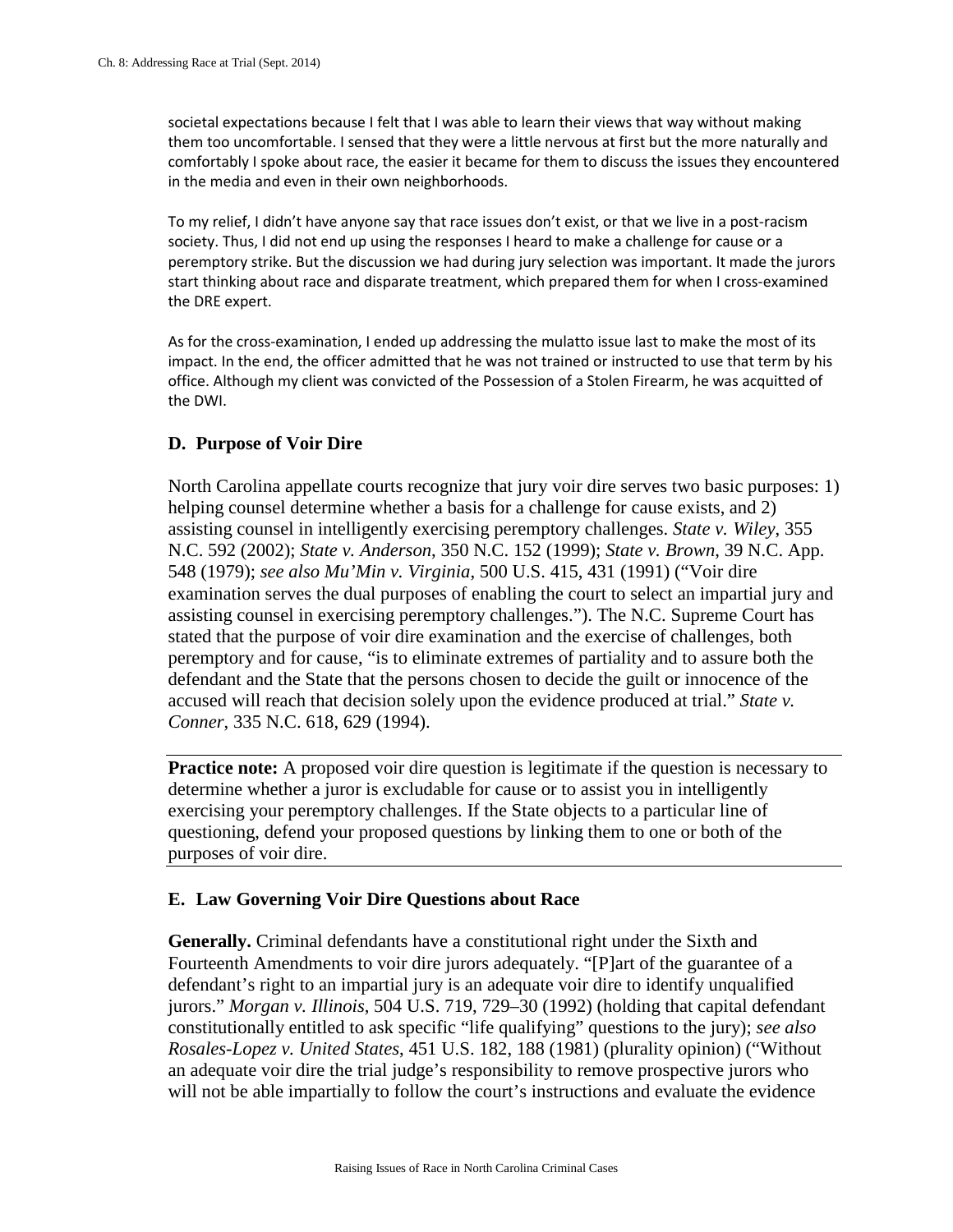societal expectations because I felt that I was able to learn their views that way without making them too uncomfortable. I sensed that they were a little nervous at first but the more naturally and comfortably I spoke about race, the easier it became for them to discuss the issues they encountered in the media and even in their own neighborhoods.

To my relief, I didn't have anyone say that race issues don't exist, or that we live in a post-racism society. Thus, I did not end up using the responses I heard to make a challenge for cause or a peremptory strike. But the discussion we had during jury selection was important. It made the jurors start thinking about race and disparate treatment, which prepared them for when I cross-examined the DRE expert.

As for the cross-examination, I ended up addressing the mulatto issue last to make the most of its impact. In the end, the officer admitted that he was not trained or instructed to use that term by his office. Although my client was convicted of the Possession of a Stolen Firearm, he was acquitted of the DWI.

### D. Purpose of Voir Dire

North Carolina appellate courts recognize that jury voir dire serves two basic purposes: 1) helping counsel determine whether a basis for a challenge for cause exists, and 2) assisting counsel in intelligently exercising peremptory challenges. *State v. Wiley*, 355 N.C. 592 (2002); *State v. Anderson*, 350 N.C. 152 (1999); *State v. Brown*, 39 N.C. App. 548 (1979); *see also Mu'Min v. Virginia*, 500 U.S. 415, 431 (1991) ("Voir dire examination serves the dual purposes of enabling the court to select an impartial jury and assisting counsel in exercising peremptory challenges."). The N.C. Supreme Court has stated that the purpose of voir dire examination and the exercise of challenges, both peremptory and for cause, "is to eliminate extremes of partiality and to assure both the defendant and the State that the persons chosen to decide the guilt or innocence of the accused will reach that decision solely upon the evidence produced at trial." *State v. Conner*, 335 N.C. 618, 629 (1994).

---

**Practice note:** A proposed voir dire question is legitimate if the question is necessary to determine whether a juror is excludable for cause or to assist you in intelligently exercising your peremptory challenges. If the State objects to a particular line of questioning, defend your proposed questions by linking them to one or both of the purposes of voir dire.

---

### E. Law Governing Voir Dire Questions about Race

**Generally.** Criminal defendants have a constitutional right under the Sixth and Fourteenth Amendments to voir dire jurors adequately. "[P]art of the guarantee of a defendant's right to an impartial jury is an adequate voir dire to identify unqualified jurors." *Morgan v. Illinois*, 504 U.S. 719, 729–30 (1992) (holding that capital defendant constitutionally entitled to ask specific "life qualifying" questions to the jury); *see also Rosales-Lopez v. United States*, 451 U.S. 182, 188 (1981) (plurality opinion) ("Without an adequate voir dire the trial judge's responsibility to remove prospective jurors who will not be able impartially to follow the court's instructions and evaluate the evidence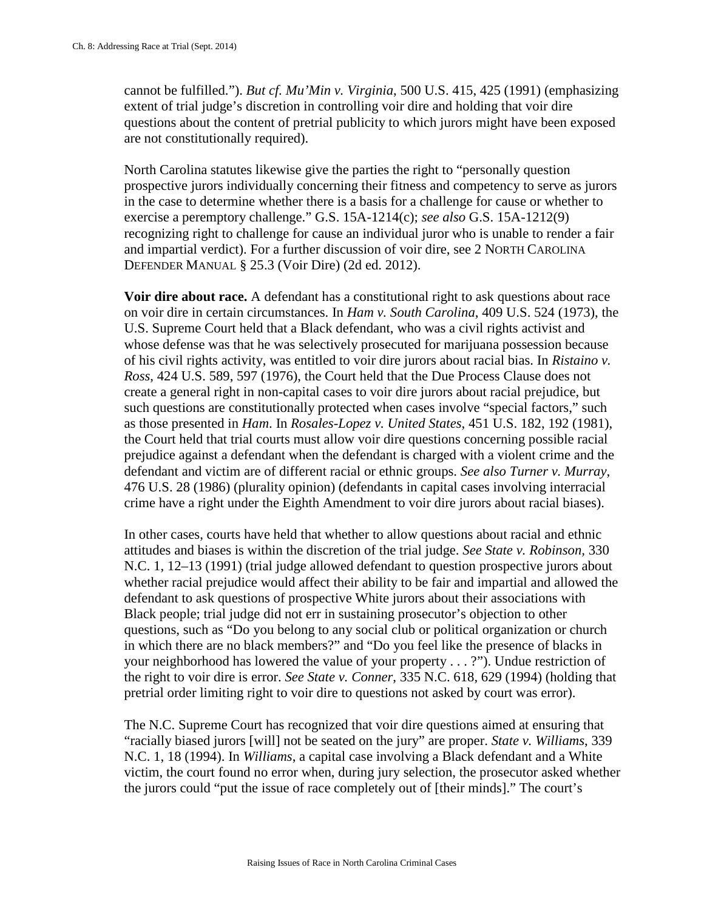cannot be fulfilled.”). *But cf. Mu’Min v. Virginia*, 500 U.S. 415, 425 (1991) (emphasizing extent of trial judge’s discretion in controlling voir dire and holding that voir dire questions about the content of pretrial publicity to which jurors might have been exposed are not constitutionally required).

North Carolina statutes likewise give the parties the right to “personally question prospective jurors individually concerning their fitness and competency to serve as jurors in the case to determine whether there is a basis for a challenge for cause or whether to exercise a peremptory challenge.” G.S. 15A-1214(c); *see also* G.S. 15A-1212(9) recognizing right to challenge for cause an individual juror who is unable to render a fair and impartial verdict). For a further discussion of voir dire, see 2 NORTH CAROLINA DEFENDER MANUAL § 25.3 (Voir Dire) (2d ed. 2012).

**Voir dire about race.** A defendant has a constitutional right to ask questions about race on voir dire in certain circumstances. In *Ham v. South Carolina*, 409 U.S. 524 (1973), the U.S. Supreme Court held that a Black defendant, who was a civil rights activist and whose defense was that he was selectively prosecuted for marijuana possession because of his civil rights activity, was entitled to voir dire jurors about racial bias. In *Ristaino v. Ross*, 424 U.S. 589, 597 (1976), the Court held that the Due Process Clause does not create a general right in non-capital cases to voir dire jurors about racial prejudice, but such questions are constitutionally protected when cases involve “special factors,” such as those presented in *Ham*. In *Rosales-Lopez v. United States*, 451 U.S. 182, 192 (1981), the Court held that trial courts must allow voir dire questions concerning possible racial prejudice against a defendant when the defendant is charged with a violent crime and the defendant and victim are of different racial or ethnic groups. *See also Turner v. Murray*, 476 U.S. 28 (1986) (plurality opinion) (defendants in capital cases involving interracial crime have a right under the Eighth Amendment to voir dire jurors about racial biases).

In other cases, courts have held that whether to allow questions about racial and ethnic attitudes and biases is within the discretion of the trial judge. *See State v. Robinson*, 330 N.C. 1, 12–13 (1991) (trial judge allowed defendant to question prospective jurors about whether racial prejudice would affect their ability to be fair and impartial and allowed the defendant to ask questions of prospective White jurors about their associations with Black people; trial judge did not err in sustaining prosecutor’s objection to other questions, such as “Do you belong to any social club or political organization or church in which there are no black members?” and “Do you feel like the presence of blacks in your neighborhood has lowered the value of your property . . . ?”). Undue restriction of the right to voir dire is error. *See State v. Conner*, 335 N.C. 618, 629 (1994) (holding that pretrial order limiting right to voir dire to questions not asked by court was error).

The N.C. Supreme Court has recognized that voir dire questions aimed at ensuring that “racially biased jurors [will] not be seated on the jury” are proper. *State v. Williams*, 339 N.C. 1, 18 (1994). In *Williams*, a capital case involving a Black defendant and a White victim, the court found no error when, during jury selection, the prosecutor asked whether the jurors could “put the issue of race completely out of [their minds].” The court’s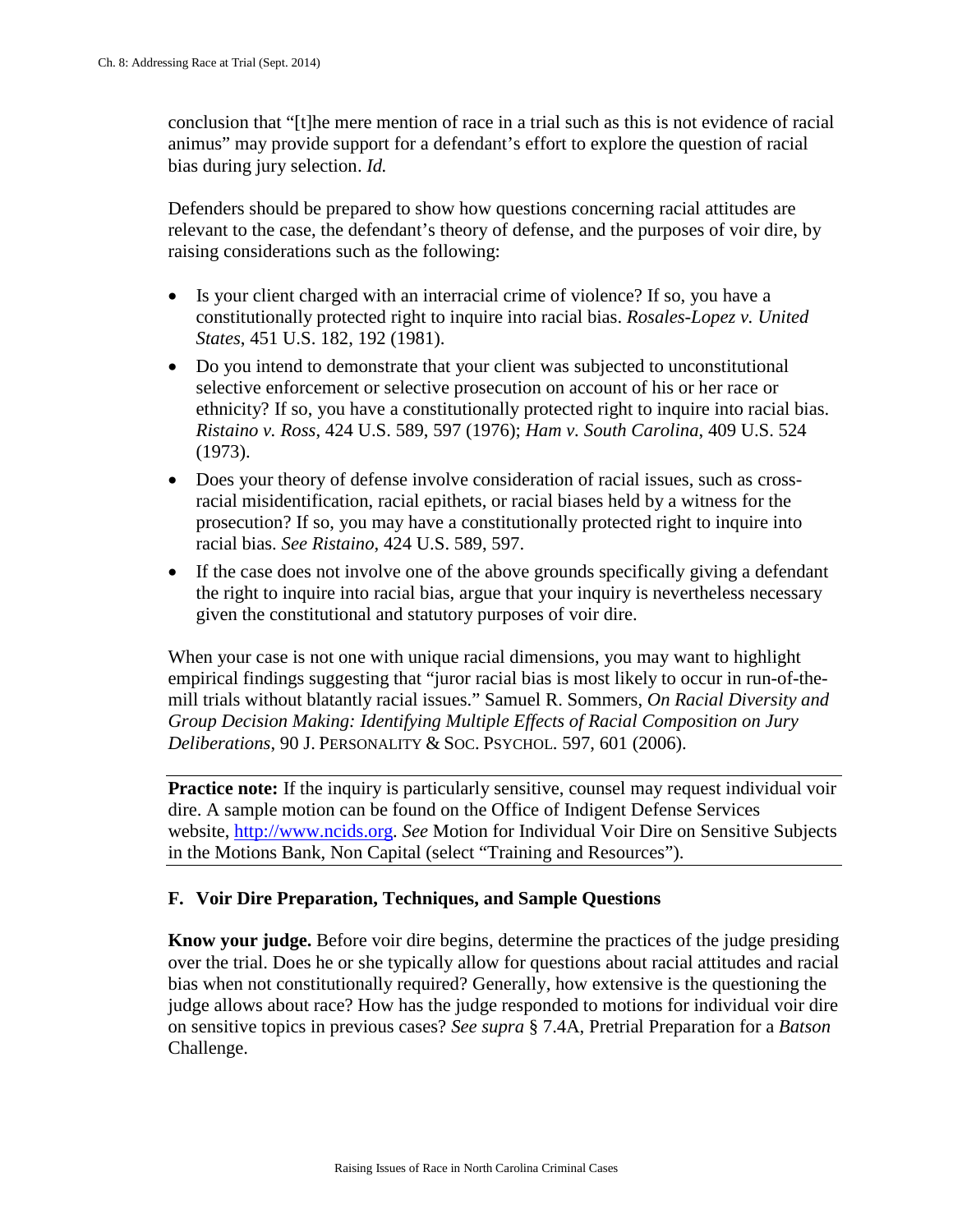conclusion that "[t]he mere mention of race in a trial such as this is not evidence of racial animus" may provide support for a defendant's effort to explore the question of racial bias during jury selection. *Id.*

Defenders should be prepared to show how questions concerning racial attitudes are relevant to the case, the defendant's theory of defense, and the purposes of voir dire, by raising considerations such as the following:

- Is your client charged with an interracial crime of violence? If so, you have a constitutionally protected right to inquire into racial bias. *Rosales-Lopez v. United States*, 451 U.S. 182, 192 (1981).
- Do you intend to demonstrate that your client was subjected to unconstitutional selective enforcement or selective prosecution on account of his or her race or ethnicity? If so, you have a constitutionally protected right to inquire into racial bias. *Ristaino v. Ross*, 424 U.S. 589, 597 (1976); *Ham v. South Carolina*, 409 U.S. 524 (1973).
- Does your theory of defense involve consideration of racial issues, such as cross-racial misidentification, racial epithets, or racial biases held by a witness for the prosecution? If so, you may have a constitutionally protected right to inquire into racial bias. *See Ristaino*, 424 U.S. 589, 597.
- If the case does not involve one of the above grounds specifically giving a defendant the right to inquire into racial bias, argue that your inquiry is nevertheless necessary given the constitutional and statutory purposes of voir dire.

When your case is not one with unique racial dimensions, you may want to highlight empirical findings suggesting that "juror racial bias is most likely to occur in run-of-the-mill trials without blatantly racial issues." Samuel R. Sommers, *On Racial Diversity and Group Decision Making: Identifying Multiple Effects of Racial Composition on Jury Deliberations*, 90 J. PERSONALITY & SOC. PSYCHOL. 597, 601 (2006).

**Practice note:** If the inquiry is particularly sensitive, counsel may request individual voir dire. A sample motion can be found on the Office of Indigent Defense Services website, http://www.ncids.org. *See* Motion for Individual Voir Dire on Sensitive Subjects in the Motions Bank, Non Capital (select "Training and Resources").

### F. Voir Dire Preparation, Techniques, and Sample Questions

**Know your judge.** Before voir dire begins, determine the practices of the judge presiding over the trial. Does he or she typically allow for questions about racial attitudes and racial bias when not constitutionally required? Generally, how extensive is the questioning the judge allows about race? How has the judge responded to motions for individual voir dire on sensitive topics in previous cases? *See supra* § 7.4A, Pretrial Preparation for a *Batson* Challenge.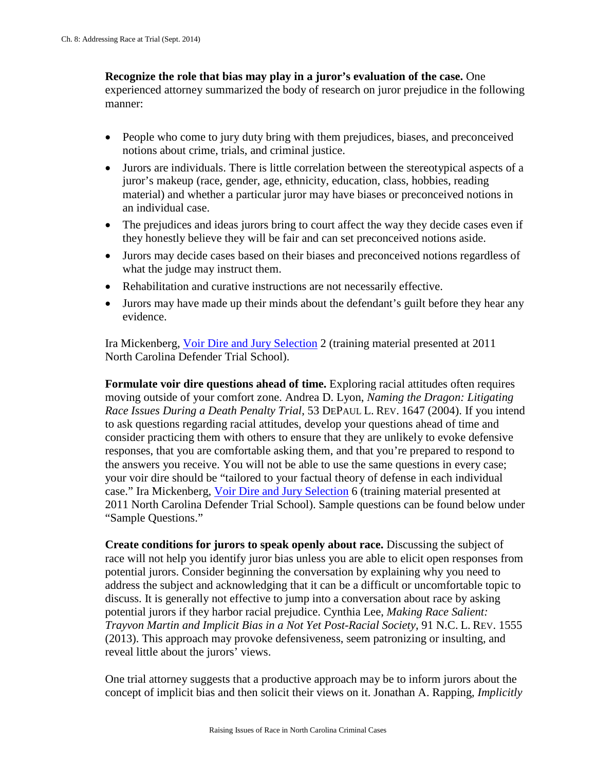**Recognize the role that bias may play in a juror's evaluation of the case.** One experienced attorney summarized the body of research on juror prejudice in the following manner:

- People who come to jury duty bring with them prejudices, biases, and preconceived notions about crime, trials, and criminal justice.
- Jurors are individuals. There is little correlation between the stereotypical aspects of a juror's makeup (race, gender, age, ethnicity, education, class, hobbies, reading material) and whether a particular juror may have biases or preconceived notions in an individual case.
- The prejudices and ideas jurors bring to court affect the way they decide cases even if they honestly believe they will be fair and can set preconceived notions aside.
- Jurors may decide cases based on their biases and preconceived notions regardless of what the judge may instruct them.
- Rehabilitation and curative instructions are not necessarily effective.
- Jurors may have made up their minds about the defendant's guilt before they hear any evidence.

Ira Mickenberg, Voir Dire and Jury Selection 2 (training material presented at 2011 North Carolina Defender Trial School).

**Formulate voir dire questions ahead of time.** Exploring racial attitudes often requires moving outside of your comfort zone. Andrea D. Lyon, *Naming the Dragon: Litigating Race Issues During a Death Penalty Trial*, 53 DEPAUL L. REV. 1647 (2004). If you intend to ask questions regarding racial attitudes, develop your questions ahead of time and consider practicing them with others to ensure that they are unlikely to evoke defensive responses, that you are comfortable asking them, and that you're prepared to respond to the answers you receive. You will not be able to use the same questions in every case; your voir dire should be "tailored to your factual theory of defense in each individual case." Ira Mickenberg, Voir Dire and Jury Selection 6 (training material presented at 2011 North Carolina Defender Trial School). Sample questions can be found below under "Sample Questions."

**Create conditions for jurors to speak openly about race.** Discussing the subject of race will not help you identify juror bias unless you are able to elicit open responses from potential jurors. Consider beginning the conversation by explaining why you need to address the subject and acknowledging that it can be a difficult or uncomfortable topic to discuss. It is generally not effective to jump into a conversation about race by asking potential jurors if they harbor racial prejudice. Cynthia Lee, *Making Race Salient: Trayvon Martin and Implicit Bias in a Not Yet Post-Racial Society*, 91 N.C. L. REV. 1555 (2013). This approach may provoke defensiveness, seem patronizing or insulting, and reveal little about the jurors' views.

One trial attorney suggests that a productive approach may be to inform jurors about the concept of implicit bias and then solicit their views on it. Jonathan A. Rapping, *Implicitly*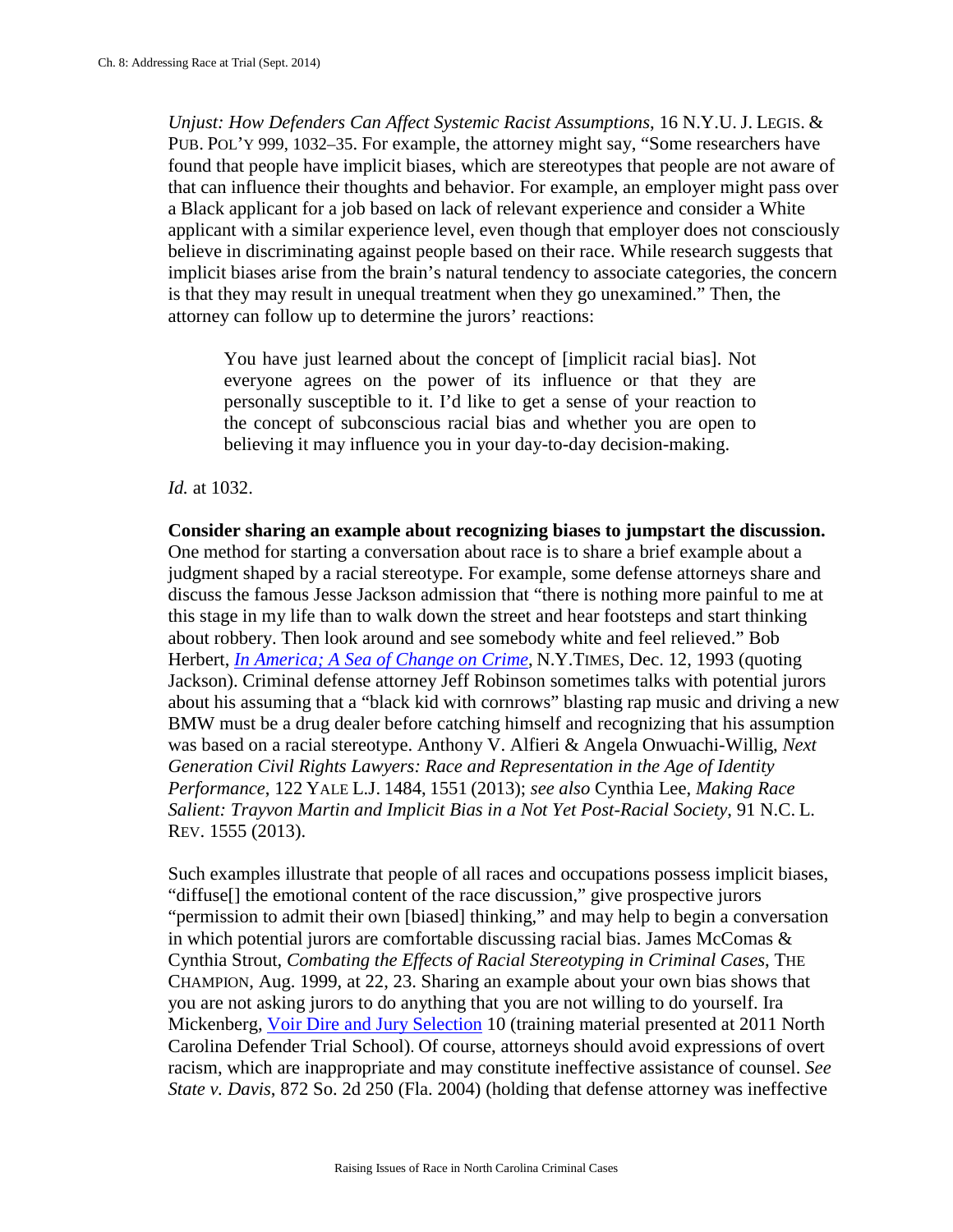*Unjust: How Defenders Can Affect Systemic Racist Assumptions*, 16 N.Y.U. J. LEGIS. & PUB. POL'Y 999, 1032–35. For example, the attorney might say, "Some researchers have found that people have implicit biases, which are stereotypes that people are not aware of that can influence their thoughts and behavior. For example, an employer might pass over a Black applicant for a job based on lack of relevant experience and consider a White applicant with a similar experience level, even though that employer does not consciously believe in discriminating against people based on their race. While research suggests that implicit biases arise from the brain's natural tendency to associate categories, the concern is that they may result in unequal treatment when they go unexamined." Then, the attorney can follow up to determine the jurors' reactions:

> You have just learned about the concept of [implicit racial bias]. Not everyone agrees on the power of its influence or that they are personally susceptible to it. I'd like to get a sense of your reaction to the concept of subconscious racial bias and whether you are open to believing it may influence you in your day-to-day decision-making.

*Id.* at 1032.

**Consider sharing an example about recognizing biases to jumpstart the discussion.** One method for starting a conversation about race is to share a brief example about a judgment shaped by a racial stereotype. For example, some defense attorneys share and discuss the famous Jesse Jackson admission that "there is nothing more painful to me at this stage in my life than to walk down the street and hear footsteps and start thinking about robbery. Then look around and see somebody white and feel relieved." Bob Herbert, *In America; A Sea of Change on Crime*, N.Y.TIMES, Dec. 12, 1993 (quoting Jackson). Criminal defense attorney Jeff Robinson sometimes talks with potential jurors about his assuming that a "black kid with cornrows" blasting rap music and driving a new BMW must be a drug dealer before catching himself and recognizing that his assumption was based on a racial stereotype. Anthony V. Alfieri & Angela Onwuachi-Willig, *Next Generation Civil Rights Lawyers: Race and Representation in the Age of Identity Performance*, 122 YALE L.J. 1484, 1551 (2013); *see also* Cynthia Lee, *Making Race Salient: Trayvon Martin and Implicit Bias in a Not Yet Post-Racial Society*, 91 N.C. L. REV. 1555 (2013).

Such examples illustrate that people of all races and occupations possess implicit biases, "diffuse[] the emotional content of the race discussion," give prospective jurors "permission to admit their own [biased] thinking," and may help to begin a conversation in which potential jurors are comfortable discussing racial bias. James McComas & Cynthia Strout, *Combating the Effects of Racial Stereotyping in Criminal Cases*, THE CHAMPION, Aug. 1999, at 22, 23. Sharing an example about your own bias shows that you are not asking jurors to do anything that you are not willing to do yourself. Ira Mickenberg, Voir Dire and Jury Selection 10 (training material presented at 2011 North Carolina Defender Trial School). Of course, attorneys should avoid expressions of overt racism, which are inappropriate and may constitute ineffective assistance of counsel. *See State v. Davis*, 872 So. 2d 250 (Fla. 2004) (holding that defense attorney was ineffective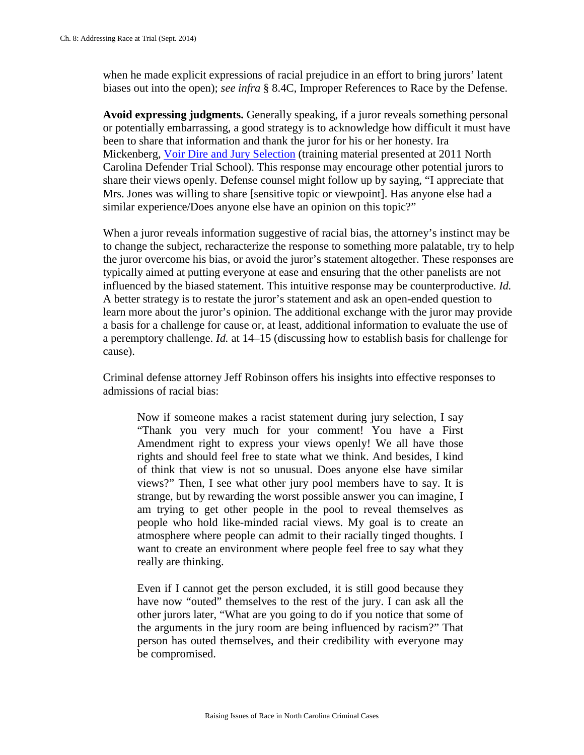when he made explicit expressions of racial prejudice in an effort to bring jurors' latent biases out into the open); *see infra* § 8.4C, Improper References to Race by the Defense.

**Avoid expressing judgments.** Generally speaking, if a juror reveals something personal or potentially embarrassing, a good strategy is to acknowledge how difficult it must have been to share that information and thank the juror for his or her honesty. Ira Mickenberg, Voir Dire and Jury Selection (training material presented at 2011 North Carolina Defender Trial School). This response may encourage other potential jurors to share their views openly. Defense counsel might follow up by saying, "I appreciate that Mrs. Jones was willing to share [sensitive topic or viewpoint]. Has anyone else had a similar experience/Does anyone else have an opinion on this topic?"

When a juror reveals information suggestive of racial bias, the attorney's instinct may be to change the subject, recharacterize the response to something more palatable, try to help the juror overcome his bias, or avoid the juror's statement altogether. These responses are typically aimed at putting everyone at ease and ensuring that the other panelists are not influenced by the biased statement. This intuitive response may be counterproductive. *Id.* A better strategy is to restate the juror's statement and ask an open-ended question to learn more about the juror's opinion. The additional exchange with the juror may provide a basis for a challenge for cause or, at least, additional information to evaluate the use of a peremptory challenge. *Id.* at 14–15 (discussing how to establish basis for challenge for cause).

Criminal defense attorney Jeff Robinson offers his insights into effective responses to admissions of racial bias:

> Now if someone makes a racist statement during jury selection, I say "Thank you very much for your comment! You have a First Amendment right to express your views openly! We all have those rights and should feel free to state what we think. And besides, I kind of think that view is not so unusual. Does anyone else have similar views?" Then, I see what other jury pool members have to say. It is strange, but by rewarding the worst possible answer you can imagine, I am trying to get other people in the pool to reveal themselves as people who hold like-minded racial views. My goal is to create an atmosphere where people can admit to their racially tinged thoughts. I want to create an environment where people feel free to say what they really are thinking.
>
> Even if I cannot get the person excluded, it is still good because they have now "outed" themselves to the rest of the jury. I can ask all the other jurors later, "What are you going to do if you notice that some of the arguments in the jury room are being influenced by racism?" That person has outed themselves, and their credibility with everyone may be compromised.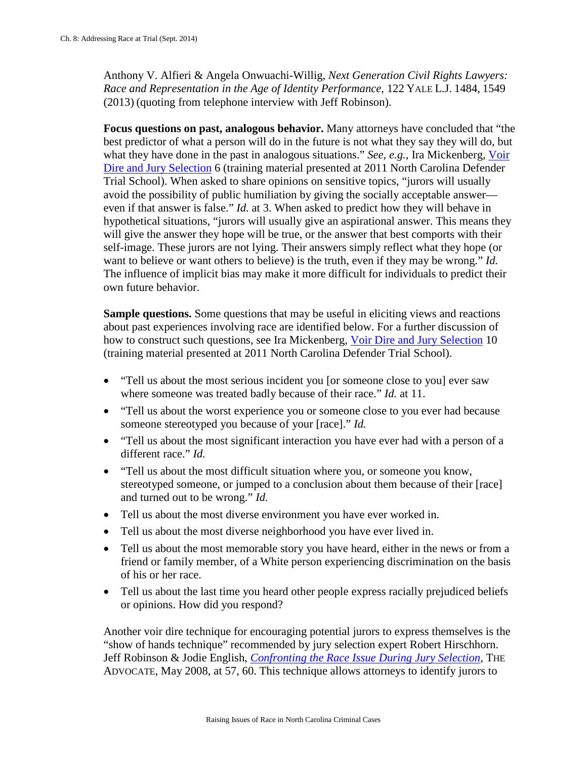Anthony V. Alfieri & Angela Onwuachi-Willig, *Next Generation Civil Rights Lawyers: Race and Representation in the Age of Identity Performance*, 122 YALE L.J. 1484, 1549 (2013) (quoting from telephone interview with Jeff Robinson).

**Focus questions on past, analogous behavior.** Many attorneys have concluded that "the best predictor of what a person will do in the future is not what they say they will do, but what they have done in the past in analogous situations." *See, e.g.*, Ira Mickenberg, Voir Dire and Jury Selection 6 (training material presented at 2011 North Carolina Defender Trial School). When asked to share opinions on sensitive topics, "jurors will usually avoid the possibility of public humiliation by giving the socially acceptable answer—even if that answer is false." *Id.* at 3. When asked to predict how they will behave in hypothetical situations, "jurors will usually give an aspirational answer. This means they will give the answer they hope will be true, or the answer that best comports with their self-image. These jurors are not lying. Their answers simply reflect what they hope (or want to believe or want others to believe) is the truth, even if they may be wrong." *Id.* The influence of implicit bias may make it more difficult for individuals to predict their own future behavior.

**Sample questions.** Some questions that may be useful in eliciting views and reactions about past experiences involving race are identified below. For a further discussion of how to construct such questions, see Ira Mickenberg, Voir Dire and Jury Selection 10 (training material presented at 2011 North Carolina Defender Trial School).

- "Tell us about the most serious incident you [or someone close to you] ever saw where someone was treated badly because of their race." *Id.* at 11.
- "Tell us about the worst experience you or someone close to you ever had because someone stereotyped you because of your [race]." *Id.*
- "Tell us about the most significant interaction you have ever had with a person of a different race." *Id.*
- "Tell us about the most difficult situation where you, or someone you know, stereotyped someone, or jumped to a conclusion about them because of their [race] and turned out to be wrong." *Id.*
- Tell us about the most diverse environment you have ever worked in.
- Tell us about the most diverse neighborhood you have ever lived in.
- Tell us about the most memorable story you have heard, either in the news or from a friend or family member, of a White person experiencing discrimination on the basis of his or her race.
- Tell us about the last time you heard other people express racially prejudiced beliefs or opinions. How did you respond?

Another voir dire technique for encouraging potential jurors to express themselves is the "show of hands technique" recommended by jury selection expert Robert Hirschhorn. Jeff Robinson & Jodie English, *Confronting the Race Issue During Jury Selection*, THE ADVOCATE, May 2008, at 57, 60. This technique allows attorneys to identify jurors to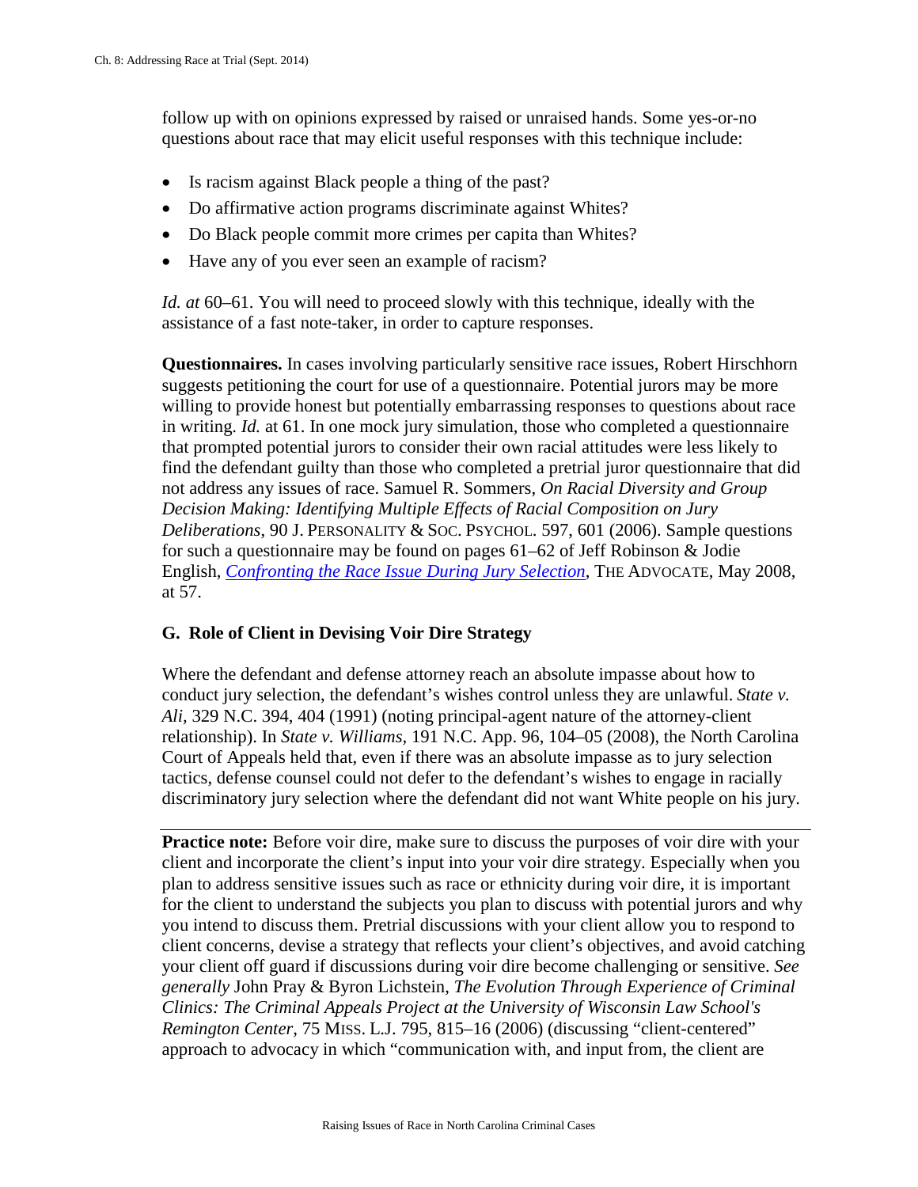follow up with on opinions expressed by raised or unraised hands. Some yes-or-no questions about race that may elicit useful responses with this technique include:

- Is racism against Black people a thing of the past?
- Do affirmative action programs discriminate against Whites?
- Do Black people commit more crimes per capita than Whites?
- Have any of you ever seen an example of racism?

*Id. at* 60–61. You will need to proceed slowly with this technique, ideally with the assistance of a fast note-taker, in order to capture responses.

**Questionnaires.** In cases involving particularly sensitive race issues, Robert Hirschhorn suggests petitioning the court for use of a questionnaire. Potential jurors may be more willing to provide honest but potentially embarrassing responses to questions about race in writing. *Id.* at 61. In one mock jury simulation, those who completed a questionnaire that prompted potential jurors to consider their own racial attitudes were less likely to find the defendant guilty than those who completed a pretrial juror questionnaire that did not address any issues of race. Samuel R. Sommers, *On Racial Diversity and Group Decision Making: Identifying Multiple Effects of Racial Composition on Jury Deliberations*, 90 J. PERSONALITY & SOC. PSYCHOL. 597, 601 (2006). Sample questions for such a questionnaire may be found on pages 61–62 of Jeff Robinson & Jodie English, *Confronting the Race Issue During Jury Selection*, THE ADVOCATE, May 2008, at 57.

### G. Role of Client in Devising Voir Dire Strategy

Where the defendant and defense attorney reach an absolute impasse about how to conduct jury selection, the defendant's wishes control unless they are unlawful. *State v. Ali*, 329 N.C. 394, 404 (1991) (noting principal-agent nature of the attorney-client relationship). In *State v. Williams*, 191 N.C. App. 96, 104–05 (2008), the North Carolina Court of Appeals held that, even if there was an absolute impasse as to jury selection tactics, defense counsel could not defer to the defendant's wishes to engage in racially discriminatory jury selection where the defendant did not want White people on his jury.

---

**Practice note:** Before voir dire, make sure to discuss the purposes of voir dire with your client and incorporate the client's input into your voir dire strategy. Especially when you plan to address sensitive issues such as race or ethnicity during voir dire, it is important for the client to understand the subjects you plan to discuss with potential jurors and why you intend to discuss them. Pretrial discussions with your client allow you to respond to client concerns, devise a strategy that reflects your client's objectives, and avoid catching your client off guard if discussions during voir dire become challenging or sensitive. *See generally* John Pray & Byron Lichstein, *The Evolution Through Experience of Criminal Clinics: The Criminal Appeals Project at the University of Wisconsin Law School's Remington Center*, 75 MISS. L.J. 795, 815–16 (2006) (discussing "client-centered" approach to advocacy in which "communication with, and input from, the client are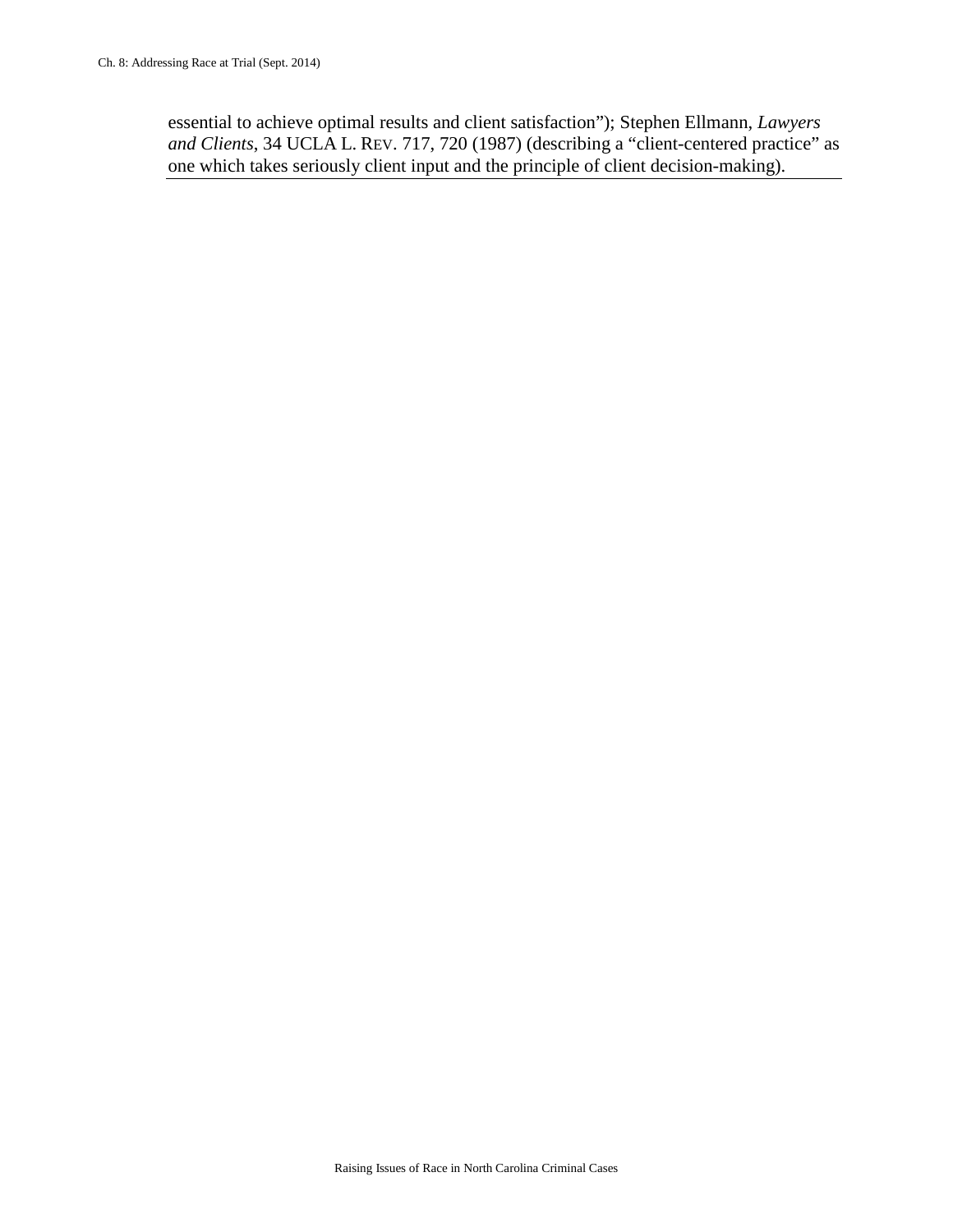essential to achieve optimal results and client satisfaction"); Stephen Ellmann, *Lawyers and Clients*, 34 UCLA L. REV. 717, 720 (1987) (describing a "client-centered practice" as one which takes seriously client input and the principle of client decision-making).